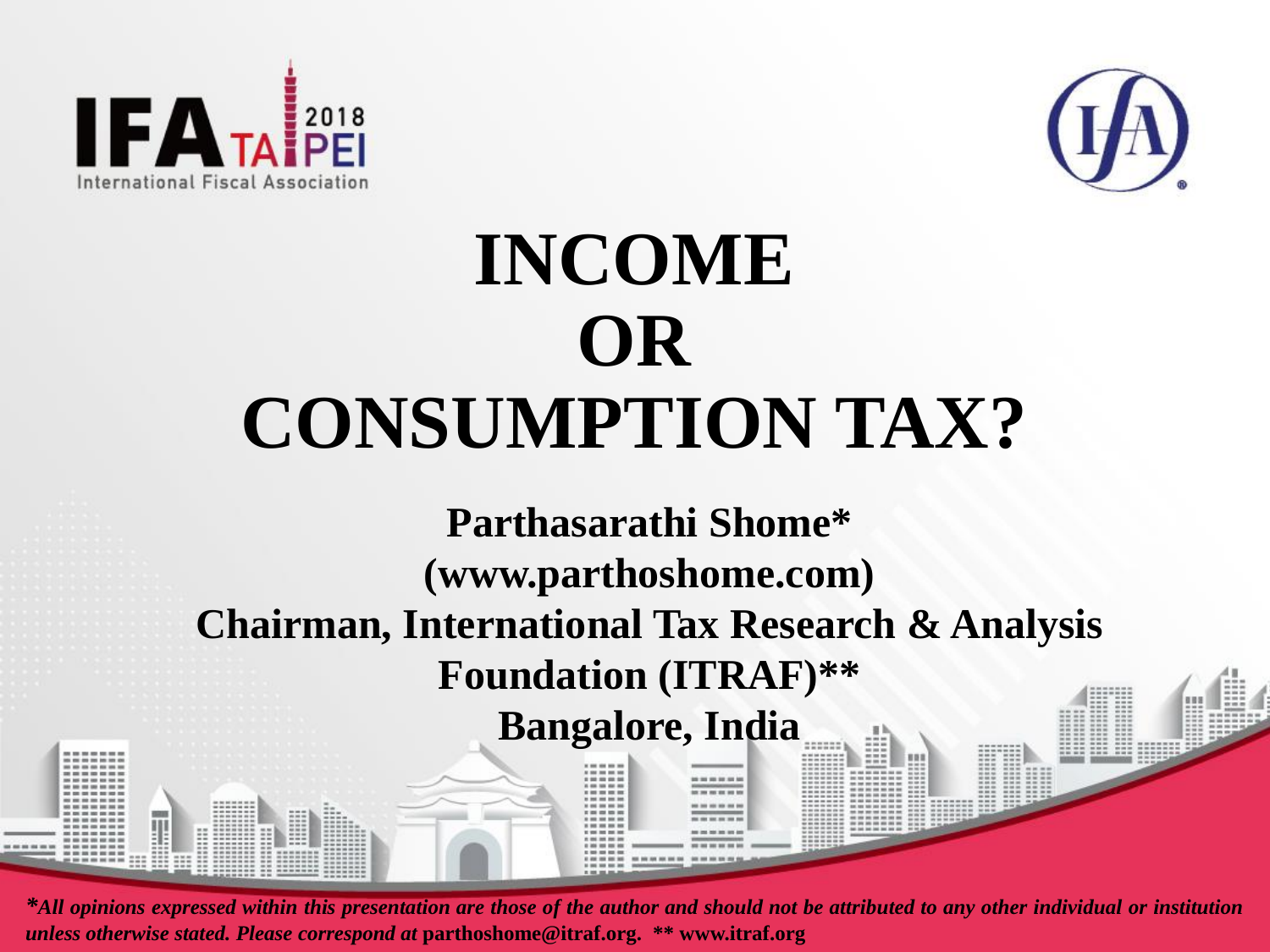# INCOME OR CONSUMPTION TAX?

**Parthasarathi Shome***
**(www.parthoshome.com)**
**Chairman, International Tax Research & Analysis Foundation (ITRAF)****
**Bangalore, India**

**All opinions expressed within this presentation are those of the author and should not be attributed to any other individual or institution unless otherwise stated. Please correspond at* **parthoshome@itraf.org.** **** **www.itraf.org**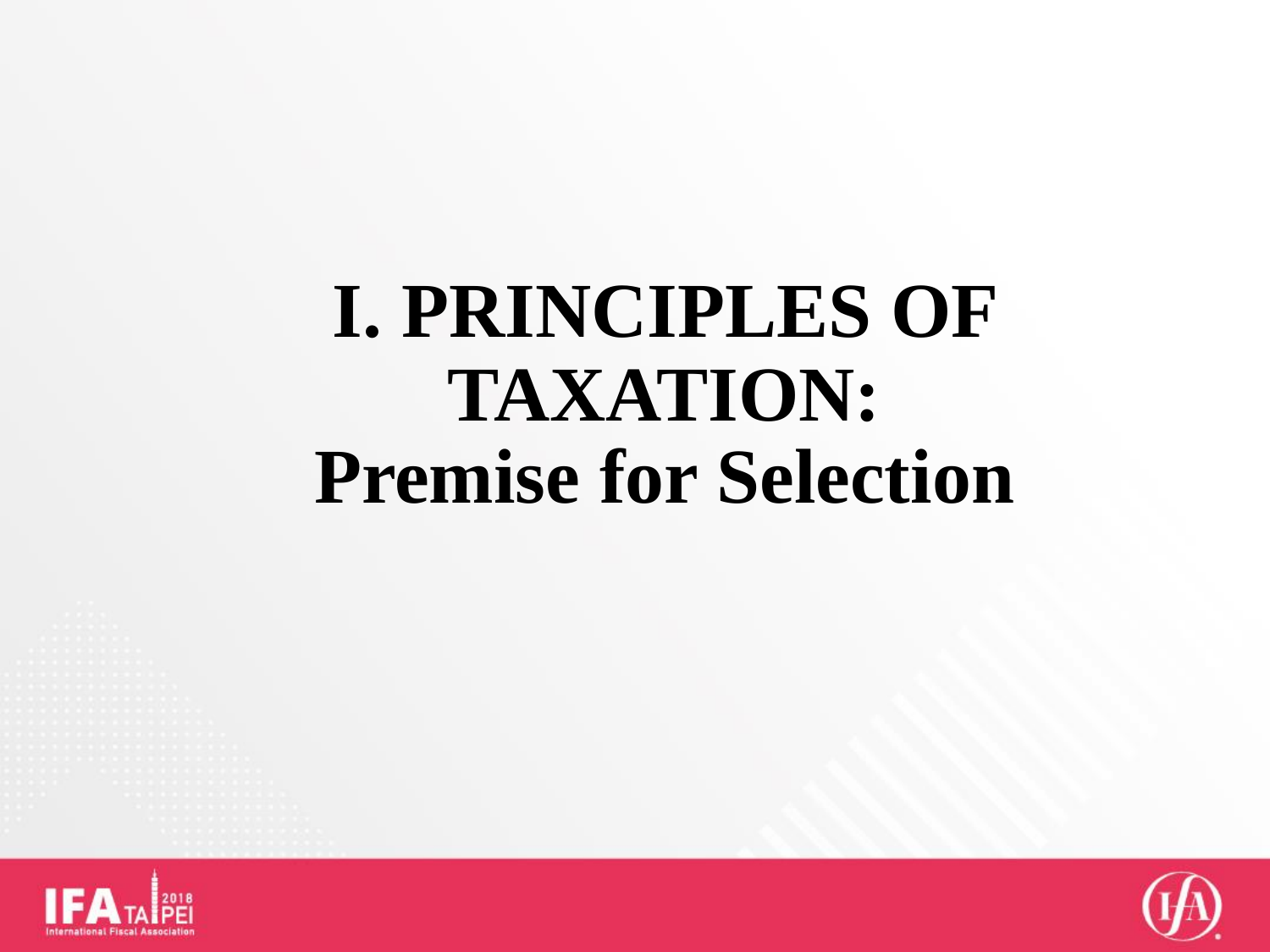# I. PRINCIPLES OF TAXATION: Premise for Selection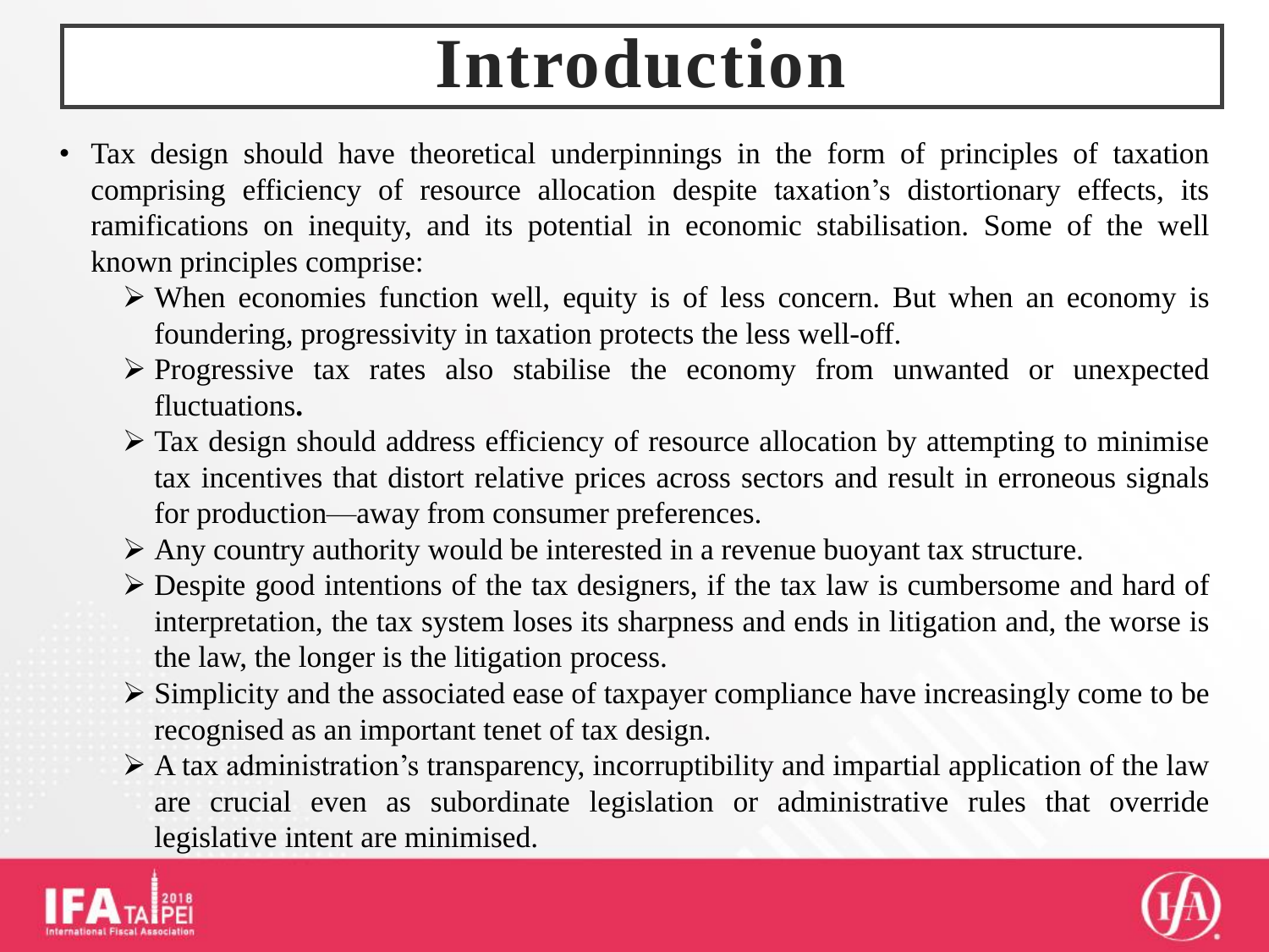# Introduction

- Tax design should have theoretical underpinnings in the form of principles of taxation comprising efficiency of resource allocation despite taxation's distortionary effects, its ramifications on inequity, and its potential in economic stabilisation. Some of the well known principles comprise:
  - When economies function well, equity is of less concern. But when an economy is foundering, progressivity in taxation protects the less well-off.
  - Progressive tax rates also stabilise the economy from unwanted or unexpected fluctuations**.**
  - Tax design should address efficiency of resource allocation by attempting to minimise tax incentives that distort relative prices across sectors and result in erroneous signals for production—away from consumer preferences.
  - Any country authority would be interested in a revenue buoyant tax structure.
  - Despite good intentions of the tax designers, if the tax law is cumbersome and hard of interpretation, the tax system loses its sharpness and ends in litigation and, the worse is the law, the longer is the litigation process.
  - Simplicity and the associated ease of taxpayer compliance have increasingly come to be recognised as an important tenet of tax design.
  - A tax administration's transparency, incorruptibility and impartial application of the law are crucial even as subordinate legislation or administrative rules that override legislative intent are minimised.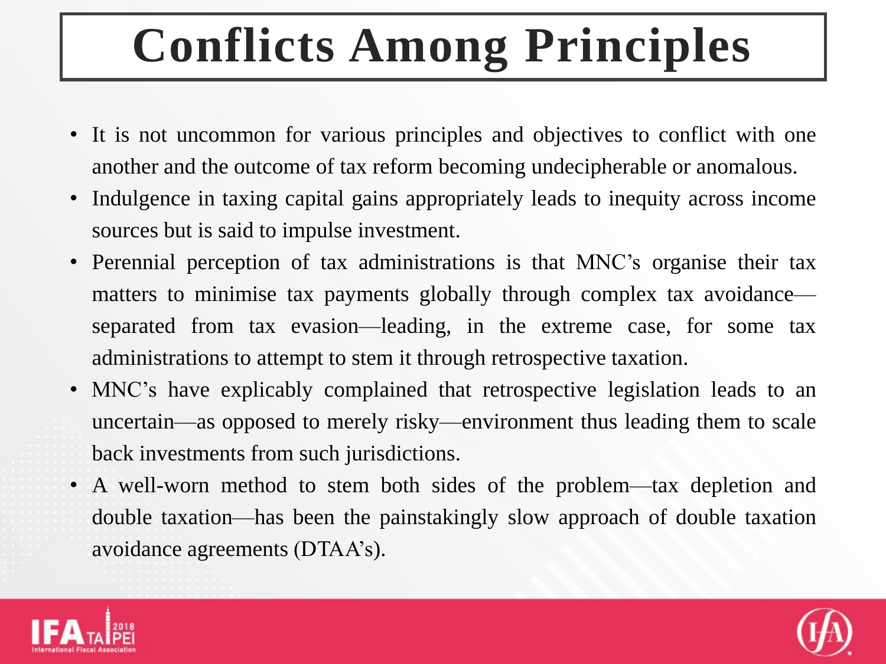# Conflicts Among Principles

- It is not uncommon for various principles and objectives to conflict with one another and the outcome of tax reform becoming undecipherable or anomalous.
- Indulgence in taxing capital gains appropriately leads to inequity across income sources but is said to impulse investment.
- Perennial perception of tax administrations is that MNC's organise their tax matters to minimise tax payments globally through complex tax avoidance—separated from tax evasion—leading, in the extreme case, for some tax administrations to attempt to stem it through retrospective taxation.
- MNC's have explicably complained that retrospective legislation leads to an uncertain—as opposed to merely risky—environment thus leading them to scale back investments from such jurisdictions.
- A well-worn method to stem both sides of the problem—tax depletion and double taxation—has been the painstakingly slow approach of double taxation avoidance agreements (DTAA's).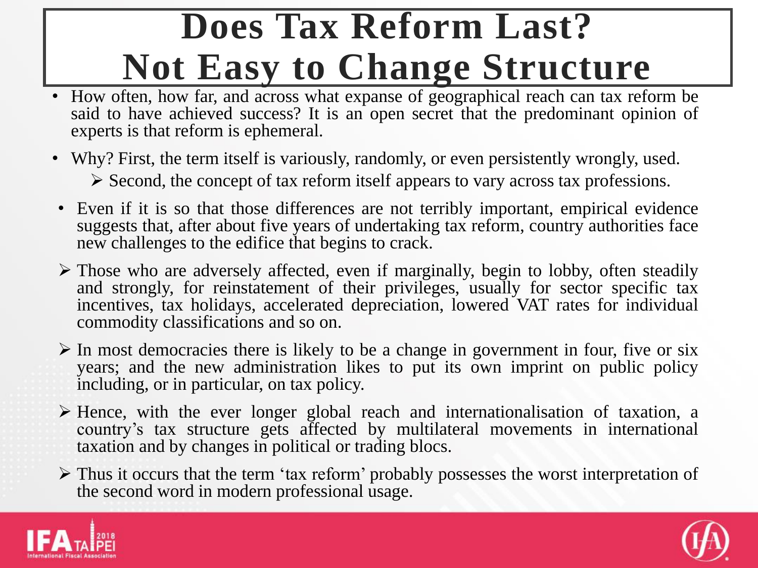# Does Tax Reform Last? Not Easy to Change Structure

- How often, how far, and across what expanse of geographical reach can tax reform be said to have achieved success? It is an open secret that the predominant opinion of experts is that reform is ephemeral.
- Why? First, the term itself is variously, randomly, or even persistently wrongly, used.
  - Second, the concept of tax reform itself appears to vary across tax professions.
- Even if it is so that those differences are not terribly important, empirical evidence suggests that, after about five years of undertaking tax reform, country authorities face new challenges to the edifice that begins to crack.
- Those who are adversely affected, even if marginally, begin to lobby, often steadily and strongly, for reinstatement of their privileges, usually for sector specific tax incentives, tax holidays, accelerated depreciation, lowered VAT rates for individual commodity classifications and so on.
- In most democracies there is likely to be a change in government in four, five or six years; and the new administration likes to put its own imprint on public policy including, or in particular, on tax policy.
- Hence, with the ever longer global reach and internationalisation of taxation, a country's tax structure gets affected by multilateral movements in international taxation and by changes in political or trading blocs.
- Thus it occurs that the term 'tax reform' probably possesses the worst interpretation of the second word in modern professional usage.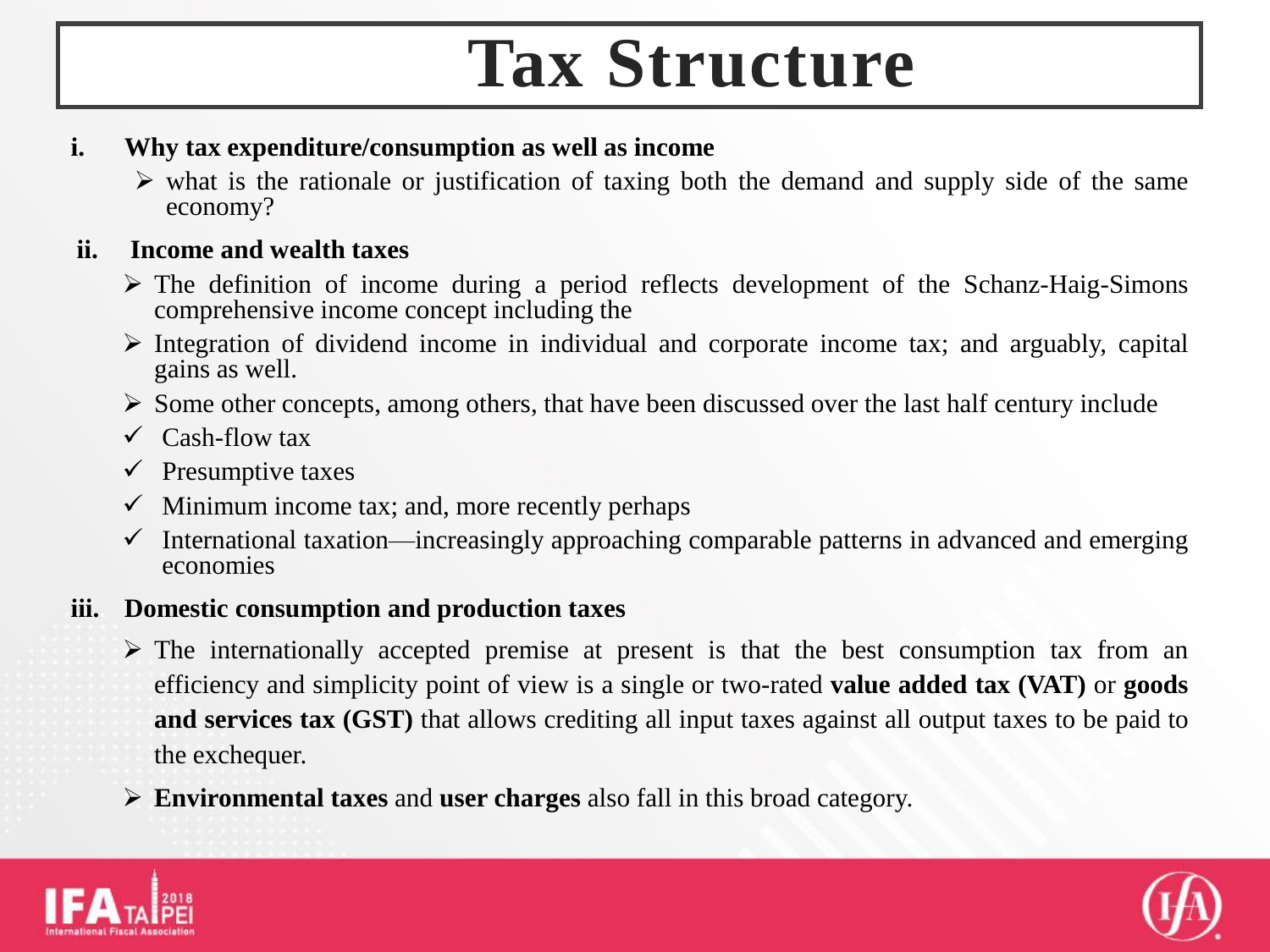# Tax Structure

i. **Why tax expenditure/consumption as well as income**
   - what is the rationale or justification of taxing both the demand and supply side of the same economy?

ii. **Income and wealth taxes**
   - The definition of income during a period reflects development of the Schanz-Haig-Simons comprehensive income concept including the
   - Integration of dividend income in individual and corporate income tax; and arguably, capital gains as well.
   - Some other concepts, among others, that have been discussed over the last half century include
   - ✓ Cash-flow tax
   - ✓ Presumptive taxes
   - ✓ Minimum income tax; and, more recently perhaps
   - ✓ International taxation—increasingly approaching comparable patterns in advanced and emerging economies

iii. **Domestic consumption and production taxes**
   - The internationally accepted premise at present is that the best consumption tax from an efficiency and simplicity point of view is a single or two-rated **value added tax (VAT)** or **goods and services tax (GST)** that allows crediting all input taxes against all output taxes to be paid to the exchequer.
   - **Environmental taxes** and **user charges** also fall in this broad category.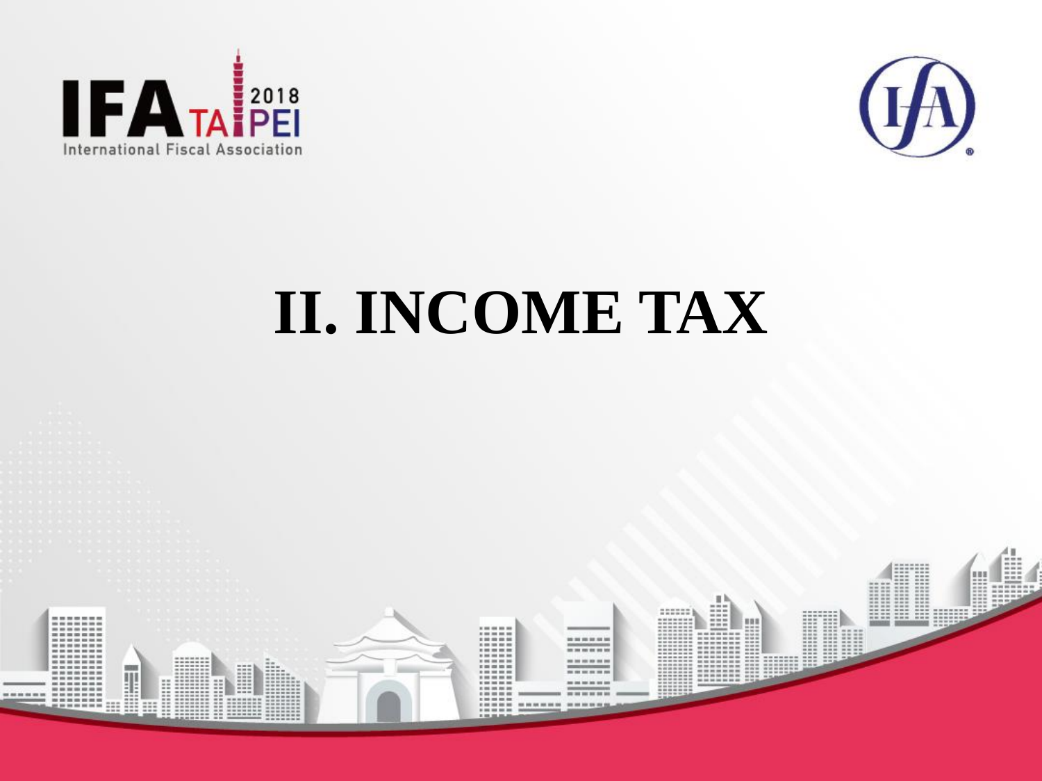# II. INCOME TAX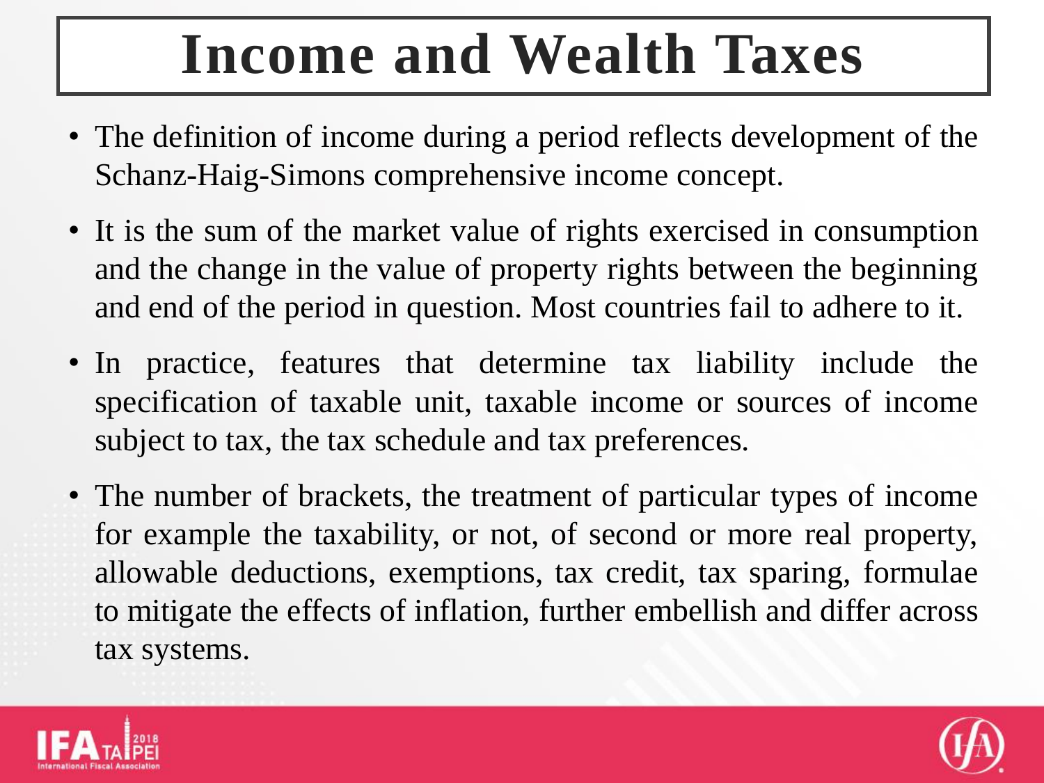# Income and Wealth Taxes

- The definition of income during a period reflects development of the Schanz-Haig-Simons comprehensive income concept.
- It is the sum of the market value of rights exercised in consumption and the change in the value of property rights between the beginning and end of the period in question. Most countries fail to adhere to it.
- In practice, features that determine tax liability include the specification of taxable unit, taxable income or sources of income subject to tax, the tax schedule and tax preferences.
- The number of brackets, the treatment of particular types of income for example the taxability, or not, of second or more real property, allowable deductions, exemptions, tax credit, tax sparing, formulae to mitigate the effects of inflation, further embellish and differ across tax systems.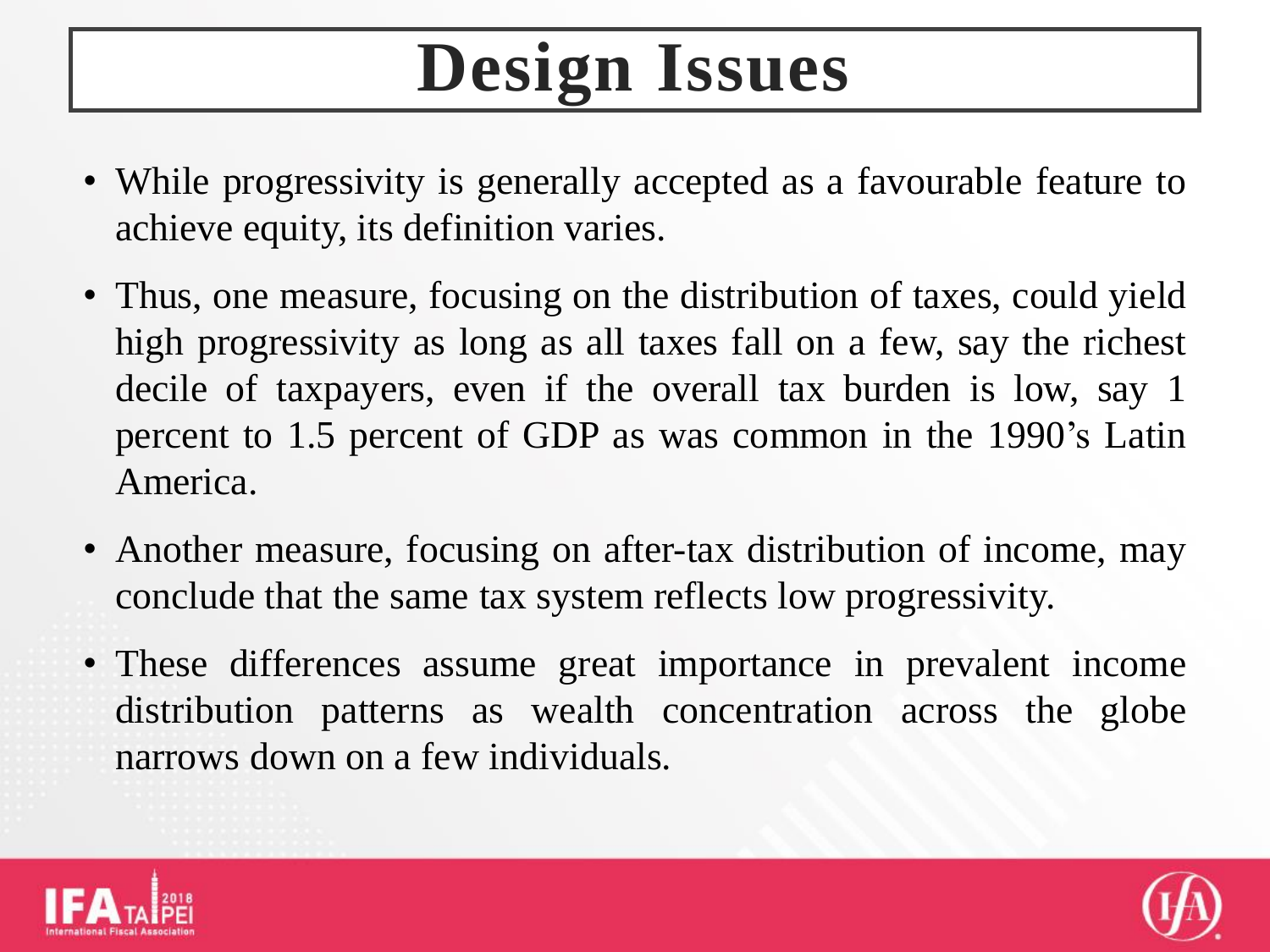# Design Issues

- While progressivity is generally accepted as a favourable feature to achieve equity, its definition varies.
- Thus, one measure, focusing on the distribution of taxes, could yield high progressivity as long as all taxes fall on a few, say the richest decile of taxpayers, even if the overall tax burden is low, say 1 percent to 1.5 percent of GDP as was common in the 1990's Latin America.
- Another measure, focusing on after-tax distribution of income, may conclude that the same tax system reflects low progressivity.
- These differences assume great importance in prevalent income distribution patterns as wealth concentration across the globe narrows down on a few individuals.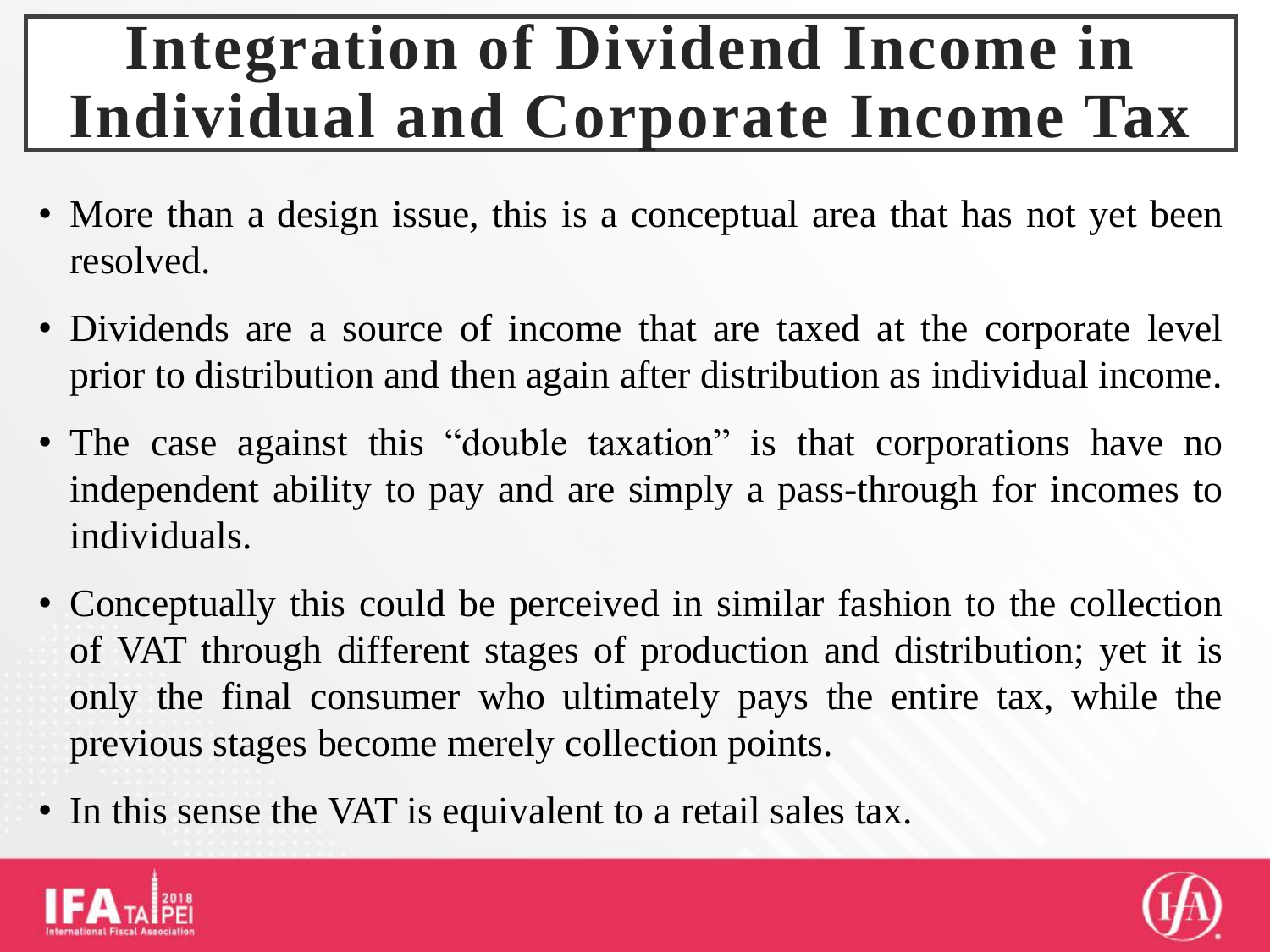# Integration of Dividend Income in Individual and Corporate Income Tax

- More than a design issue, this is a conceptual area that has not yet been resolved.
- Dividends are a source of income that are taxed at the corporate level prior to distribution and then again after distribution as individual income.
- The case against this “double taxation” is that corporations have no independent ability to pay and are simply a pass-through for incomes to individuals.
- Conceptually this could be perceived in similar fashion to the collection of VAT through different stages of production and distribution; yet it is only the final consumer who ultimately pays the entire tax, while the previous stages become merely collection points.
- In this sense the VAT is equivalent to a retail sales tax.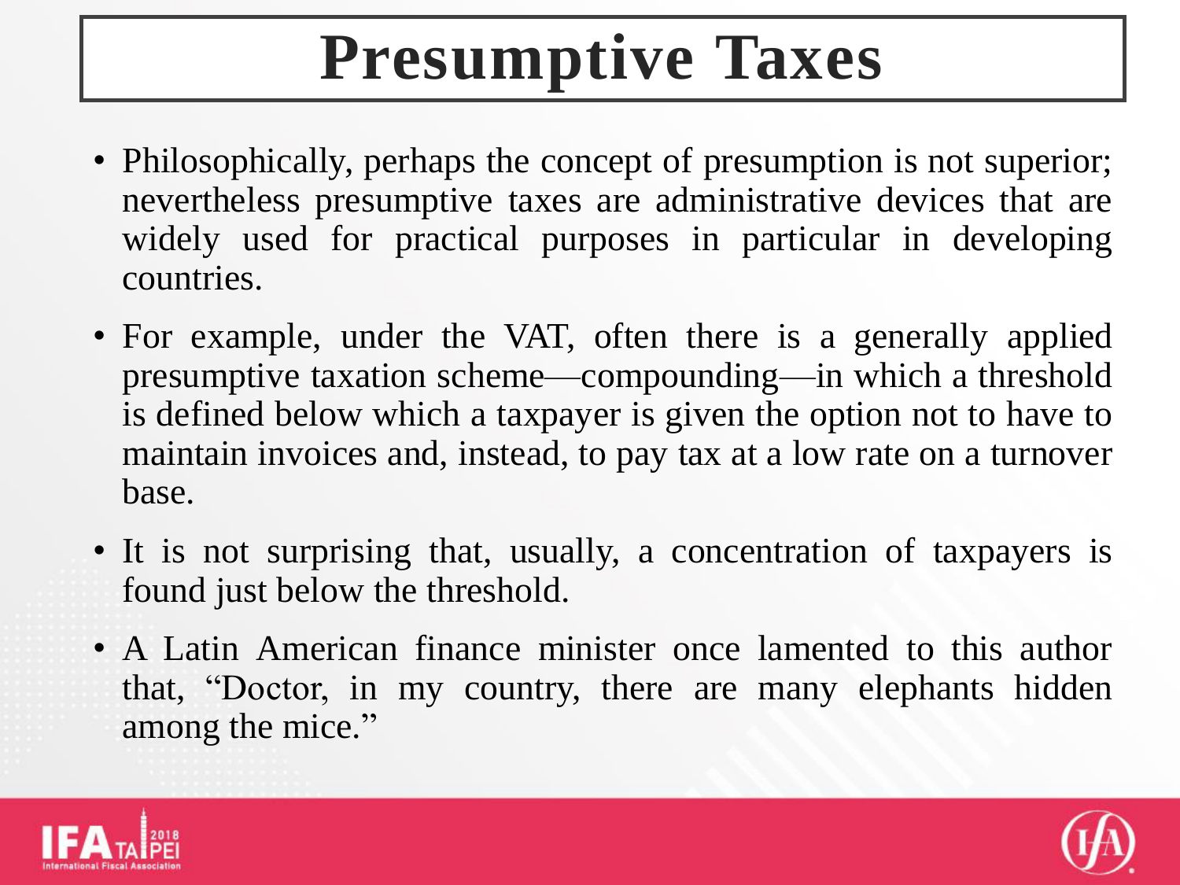# Presumptive Taxes

- Philosophically, perhaps the concept of presumption is not superior; nevertheless presumptive taxes are administrative devices that are widely used for practical purposes in particular in developing countries.
- For example, under the VAT, often there is a generally applied presumptive taxation scheme—compounding—in which a threshold is defined below which a taxpayer is given the option not to have to maintain invoices and, instead, to pay tax at a low rate on a turnover base.
- It is not surprising that, usually, a concentration of taxpayers is found just below the threshold.
- A Latin American finance minister once lamented to this author that, "Doctor, in my country, there are many elephants hidden among the mice."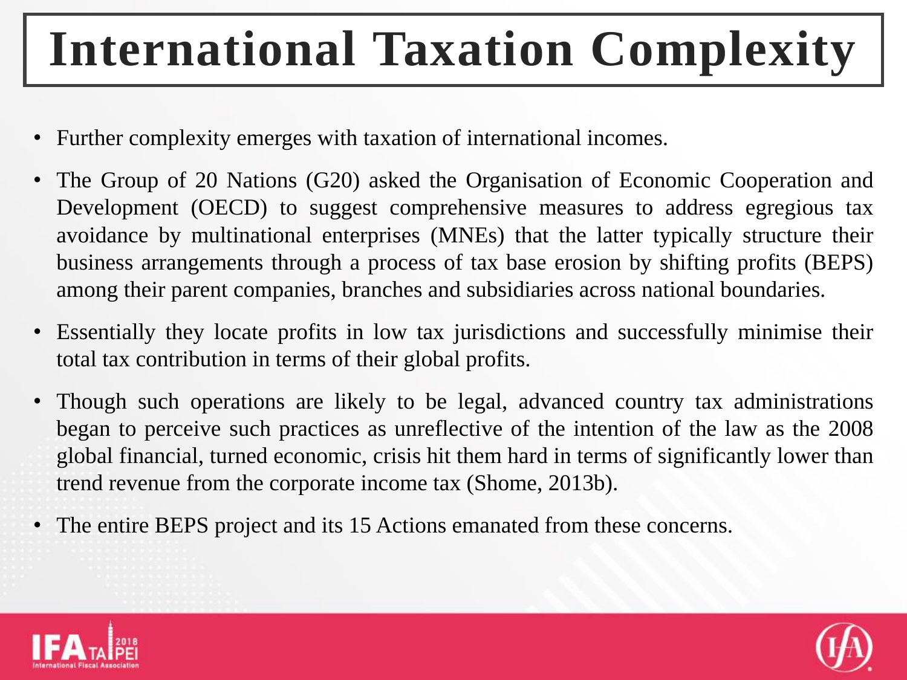# International Taxation Complexity

- Further complexity emerges with taxation of international incomes.
- The Group of 20 Nations (G20) asked the Organisation of Economic Cooperation and Development (OECD) to suggest comprehensive measures to address egregious tax avoidance by multinational enterprises (MNEs) that the latter typically structure their business arrangements through a process of tax base erosion by shifting profits (BEPS) among their parent companies, branches and subsidiaries across national boundaries.
- Essentially they locate profits in low tax jurisdictions and successfully minimise their total tax contribution in terms of their global profits.
- Though such operations are likely to be legal, advanced country tax administrations began to perceive such practices as unreflective of the intention of the law as the 2008 global financial, turned economic, crisis hit them hard in terms of significantly lower than trend revenue from the corporate income tax (Shome, 2013b).
- The entire BEPS project and its 15 Actions emanated from these concerns.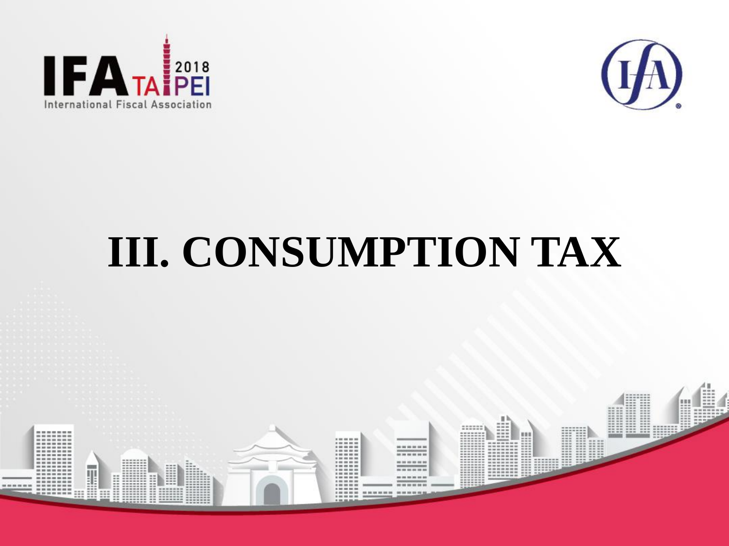# III. CONSUMPTION TAX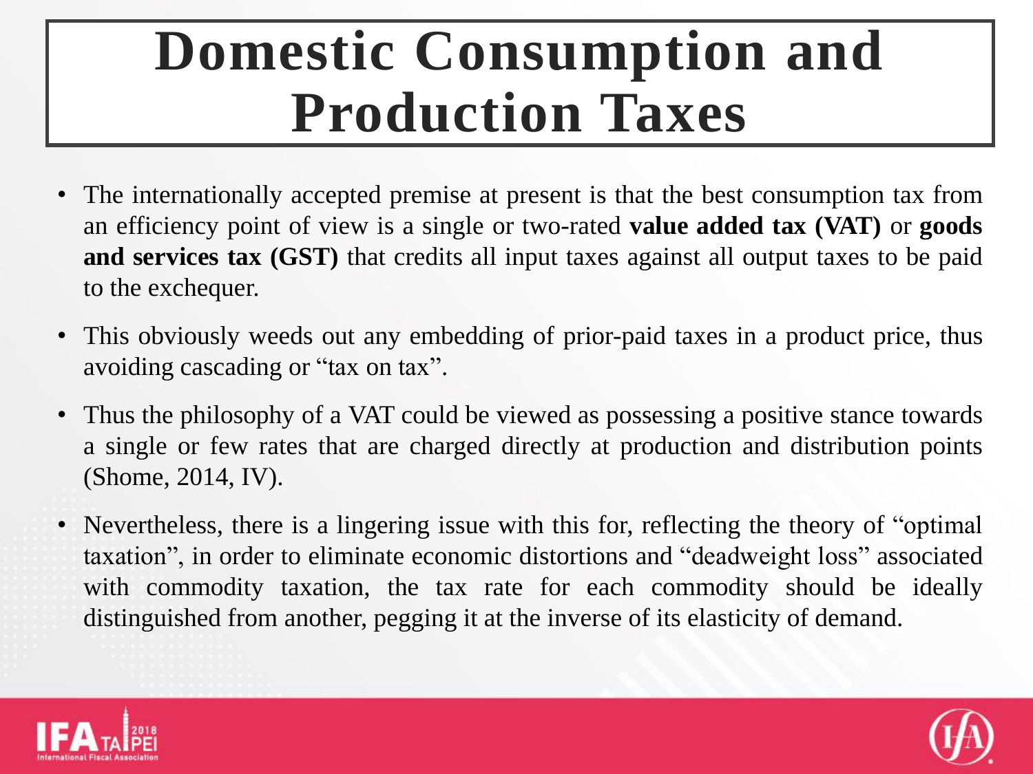# Domestic Consumption and Production Taxes

- The internationally accepted premise at present is that the best consumption tax from an efficiency point of view is a single or two-rated **value added tax (VAT)** or **goods and services tax (GST)** that credits all input taxes against all output taxes to be paid to the exchequer.
- This obviously weeds out any embedding of prior-paid taxes in a product price, thus avoiding cascading or "tax on tax".
- Thus the philosophy of a VAT could be viewed as possessing a positive stance towards a single or few rates that are charged directly at production and distribution points (Shome, 2014, IV).
- Nevertheless, there is a lingering issue with this for, reflecting the theory of "optimal taxation", in order to eliminate economic distortions and "deadweight loss" associated with commodity taxation, the tax rate for each commodity should be ideally distinguished from another, pegging it at the inverse of its elasticity of demand.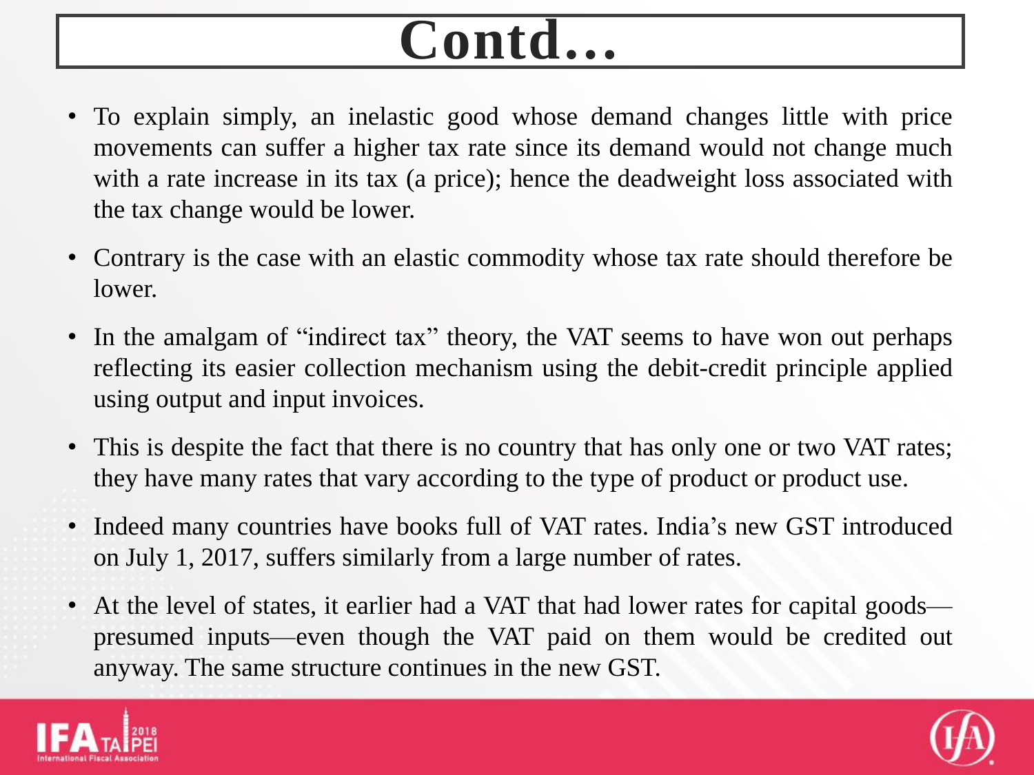# Contd…

- To explain simply, an inelastic good whose demand changes little with price movements can suffer a higher tax rate since its demand would not change much with a rate increase in its tax (a price); hence the deadweight loss associated with the tax change would be lower.
- Contrary is the case with an elastic commodity whose tax rate should therefore be lower.
- In the amalgam of "indirect tax" theory, the VAT seems to have won out perhaps reflecting its easier collection mechanism using the debit-credit principle applied using output and input invoices.
- This is despite the fact that there is no country that has only one or two VAT rates; they have many rates that vary according to the type of product or product use.
- Indeed many countries have books full of VAT rates. India's new GST introduced on July 1, 2017, suffers similarly from a large number of rates.
- At the level of states, it earlier had a VAT that had lower rates for capital goods—presumed inputs—even though the VAT paid on them would be credited out anyway. The same structure continues in the new GST.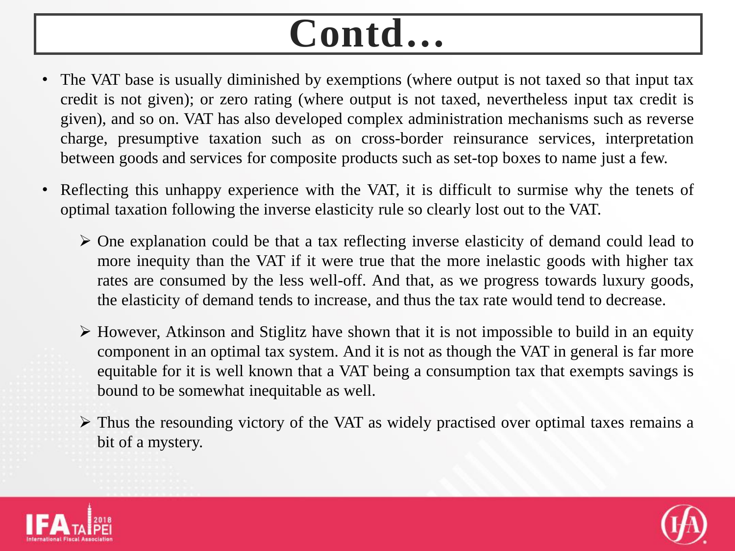# Contd…

- The VAT base is usually diminished by exemptions (where output is not taxed so that input tax credit is not given); or zero rating (where output is not taxed, nevertheless input tax credit is given), and so on. VAT has also developed complex administration mechanisms such as reverse charge, presumptive taxation such as on cross-border reinsurance services, interpretation between goods and services for composite products such as set-top boxes to name just a few.
- Reflecting this unhappy experience with the VAT, it is difficult to surmise why the tenets of optimal taxation following the inverse elasticity rule so clearly lost out to the VAT.
  - One explanation could be that a tax reflecting inverse elasticity of demand could lead to more inequity than the VAT if it were true that the more inelastic goods with higher tax rates are consumed by the less well-off. And that, as we progress towards luxury goods, the elasticity of demand tends to increase, and thus the tax rate would tend to decrease.
  - However, Atkinson and Stiglitz have shown that it is not impossible to build in an equity component in an optimal tax system. And it is not as though the VAT in general is far more equitable for it is well known that a VAT being a consumption tax that exempts savings is bound to be somewhat inequitable as well.
  - Thus the resounding victory of the VAT as widely practised over optimal taxes remains a bit of a mystery.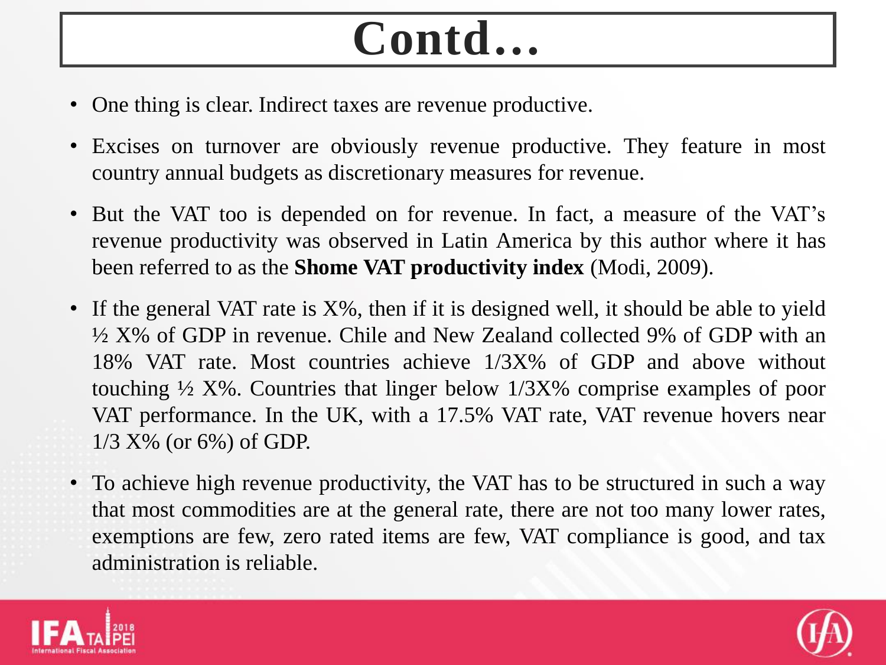# Contd…

- One thing is clear. Indirect taxes are revenue productive.
- Excises on turnover are obviously revenue productive. They feature in most country annual budgets as discretionary measures for revenue.
- But the VAT too is depended on for revenue. In fact, a measure of the VAT's revenue productivity was observed in Latin America by this author where it has been referred to as the **Shome VAT productivity index** (Modi, 2009).
- If the general VAT rate is X%, then if it is designed well, it should be able to yield ½ X% of GDP in revenue. Chile and New Zealand collected 9% of GDP with an 18% VAT rate. Most countries achieve 1/3X% of GDP and above without touching ½ X%. Countries that linger below 1/3X% comprise examples of poor VAT performance. In the UK, with a 17.5% VAT rate, VAT revenue hovers near 1/3 X% (or 6%) of GDP.
- To achieve high revenue productivity, the VAT has to be structured in such a way that most commodities are at the general rate, there are not too many lower rates, exemptions are few, zero rated items are few, VAT compliance is good, and tax administration is reliable.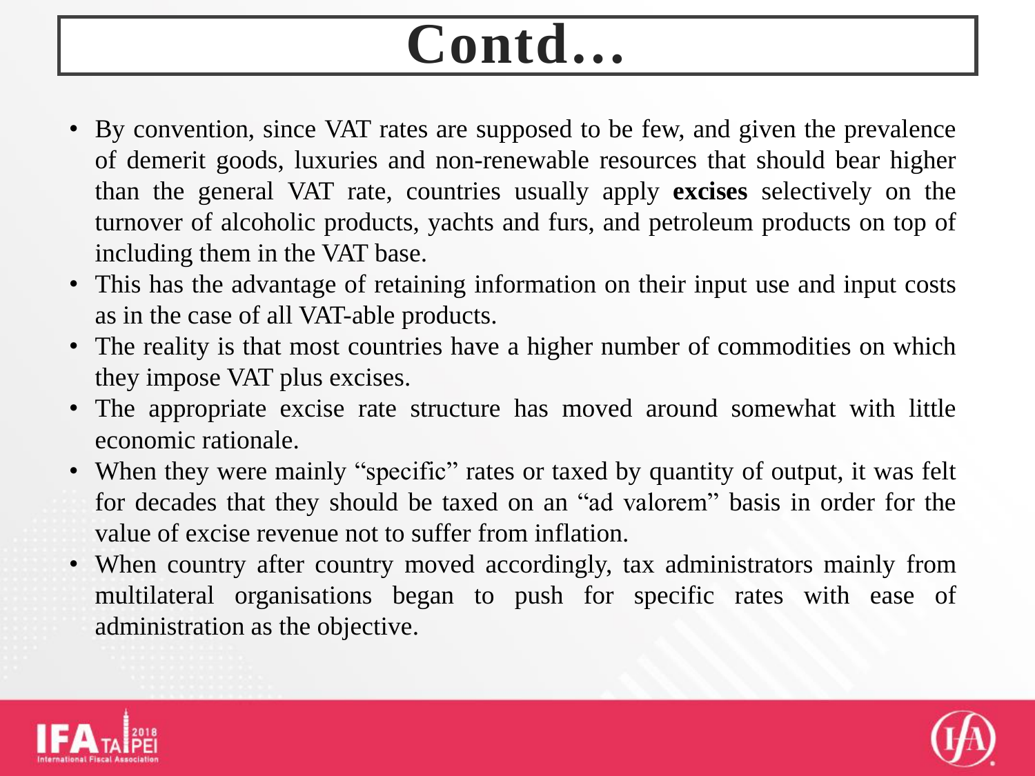# Contd…

- By convention, since VAT rates are supposed to be few, and given the prevalence of demerit goods, luxuries and non-renewable resources that should bear higher than the general VAT rate, countries usually apply **excises** selectively on the turnover of alcoholic products, yachts and furs, and petroleum products on top of including them in the VAT base.
- This has the advantage of retaining information on their input use and input costs as in the case of all VAT-able products.
- The reality is that most countries have a higher number of commodities on which they impose VAT plus excises.
- The appropriate excise rate structure has moved around somewhat with little economic rationale.
- When they were mainly "specific" rates or taxed by quantity of output, it was felt for decades that they should be taxed on an "ad valorem" basis in order for the value of excise revenue not to suffer from inflation.
- When country after country moved accordingly, tax administrators mainly from multilateral organisations began to push for specific rates with ease of administration as the objective.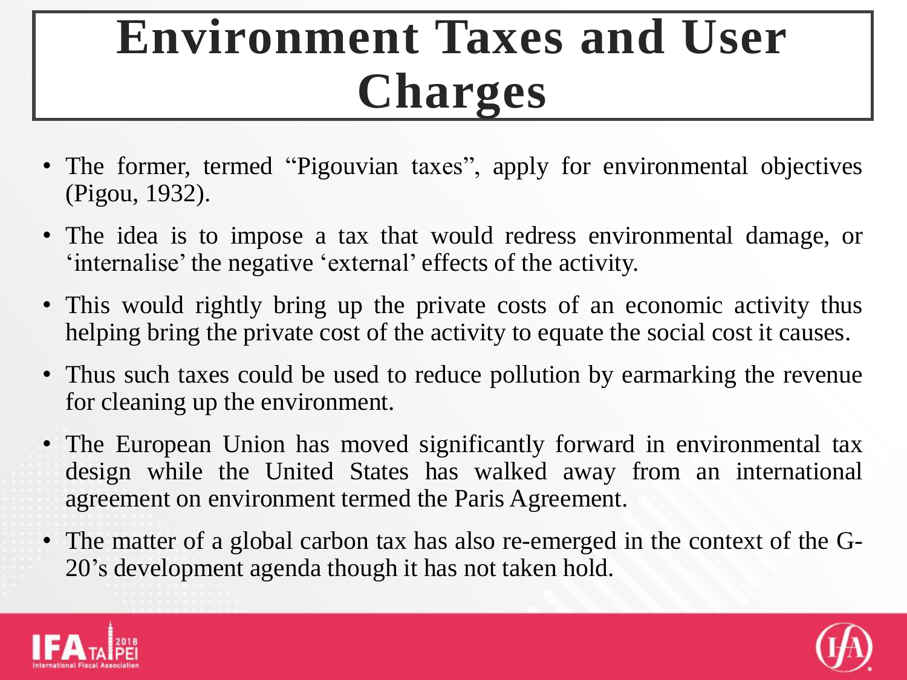# Environment Taxes and User Charges

- The former, termed "Pigouvian taxes", apply for environmental objectives (Pigou, 1932).
- The idea is to impose a tax that would redress environmental damage, or 'internalise' the negative 'external' effects of the activity.
- This would rightly bring up the private costs of an economic activity thus helping bring the private cost of the activity to equate the social cost it causes.
- Thus such taxes could be used to reduce pollution by earmarking the revenue for cleaning up the environment.
- The European Union has moved significantly forward in environmental tax design while the United States has walked away from an international agreement on environment termed the Paris Agreement.
- The matter of a global carbon tax has also re-emerged in the context of the G-20's development agenda though it has not taken hold.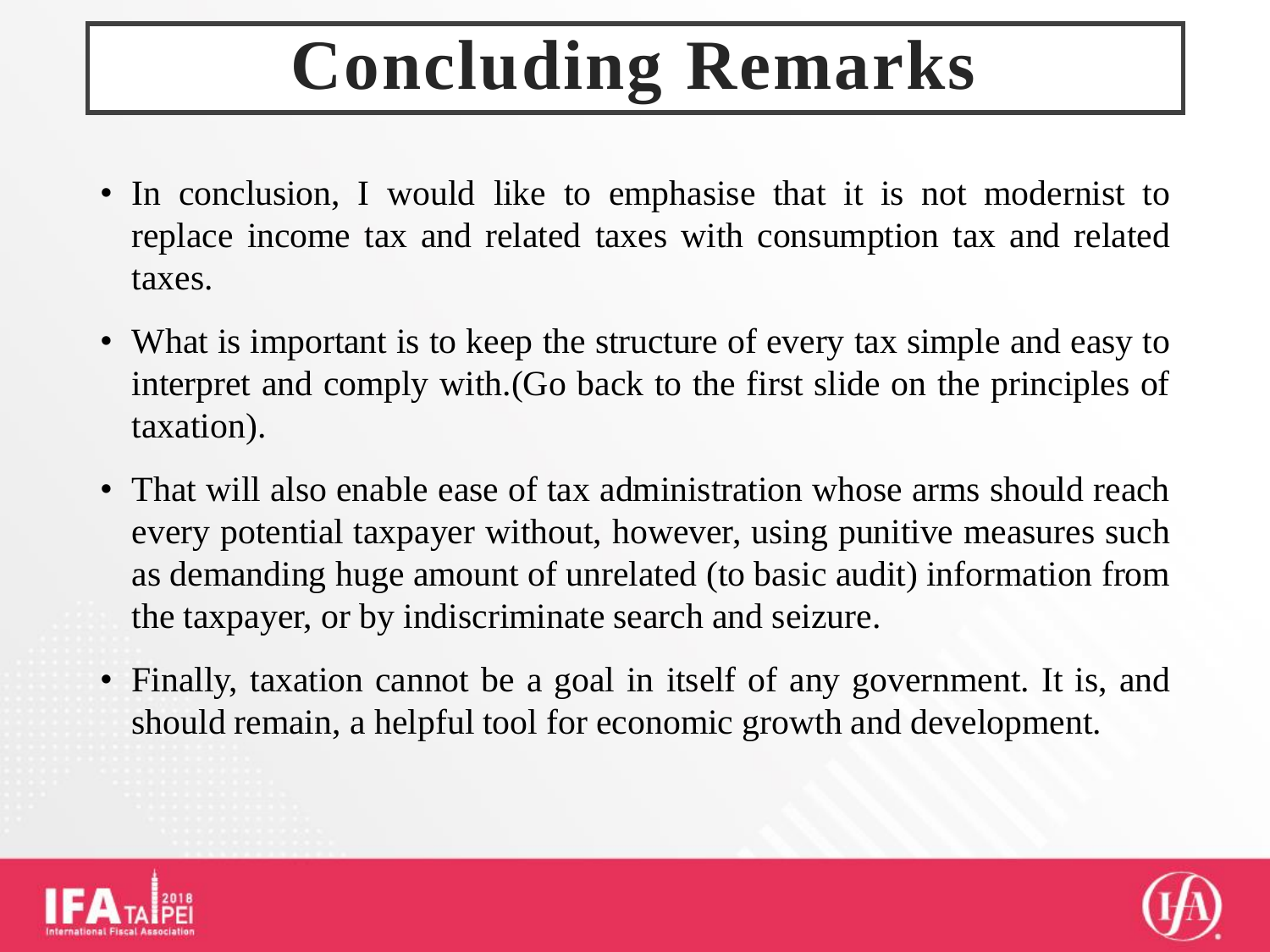# Concluding Remarks

- In conclusion, I would like to emphasise that it is not modernist to replace income tax and related taxes with consumption tax and related taxes.
- What is important is to keep the structure of every tax simple and easy to interpret and comply with.(Go back to the first slide on the principles of taxation).
- That will also enable ease of tax administration whose arms should reach every potential taxpayer without, however, using punitive measures such as demanding huge amount of unrelated (to basic audit) information from the taxpayer, or by indiscriminate search and seizure.
- Finally, taxation cannot be a goal in itself of any government. It is, and should remain, a helpful tool for economic growth and development.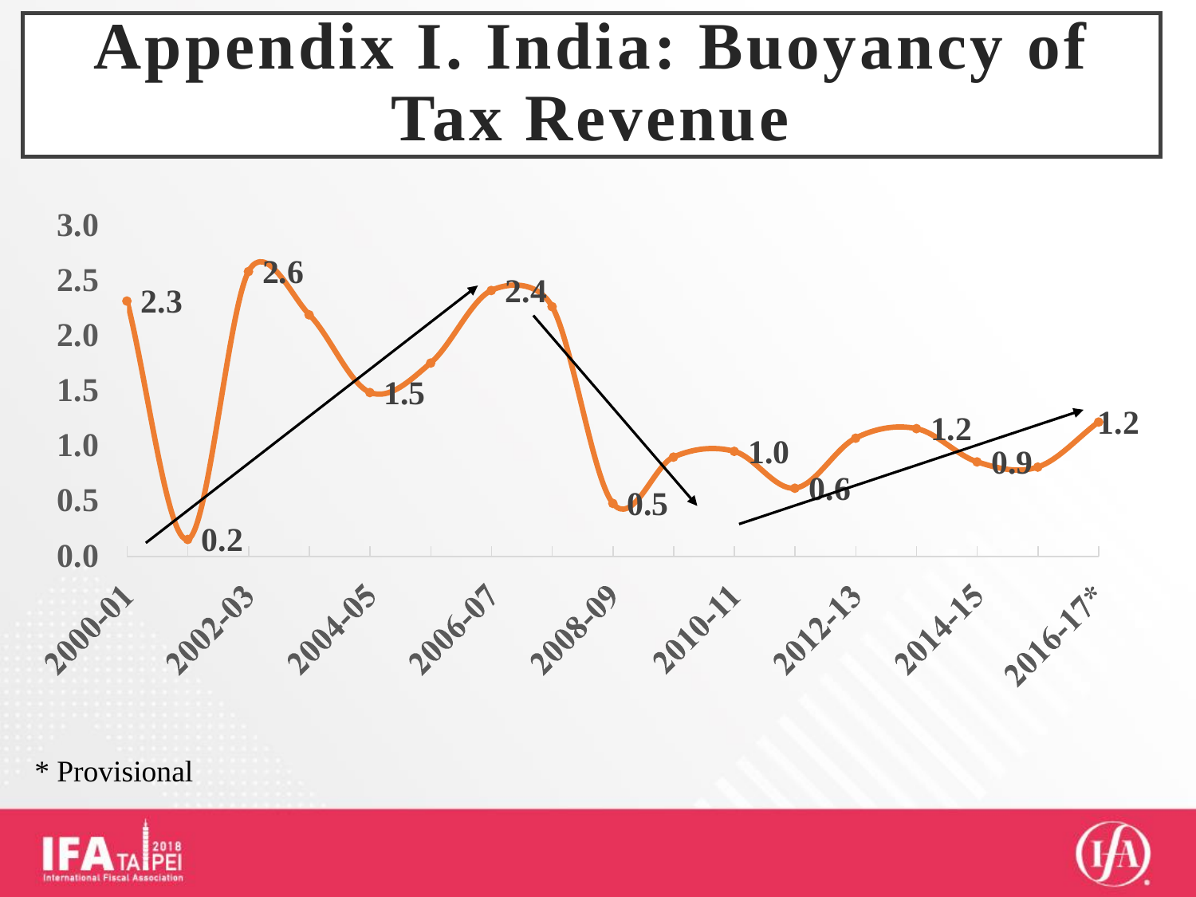# Appendix I. India: Buoyancy of Tax Revenue

3.0
2.5
2.0
1.5
1.0
0.5
0.0

2.3
0.2
2.6
1.5
2.4
0.5
1.0
0.6
1.2
0.9
1.2

2000-01
2002-03
2004-05
2006-07
2008-09
2010-11
2012-13
2014-15
2016-17*

* Provisional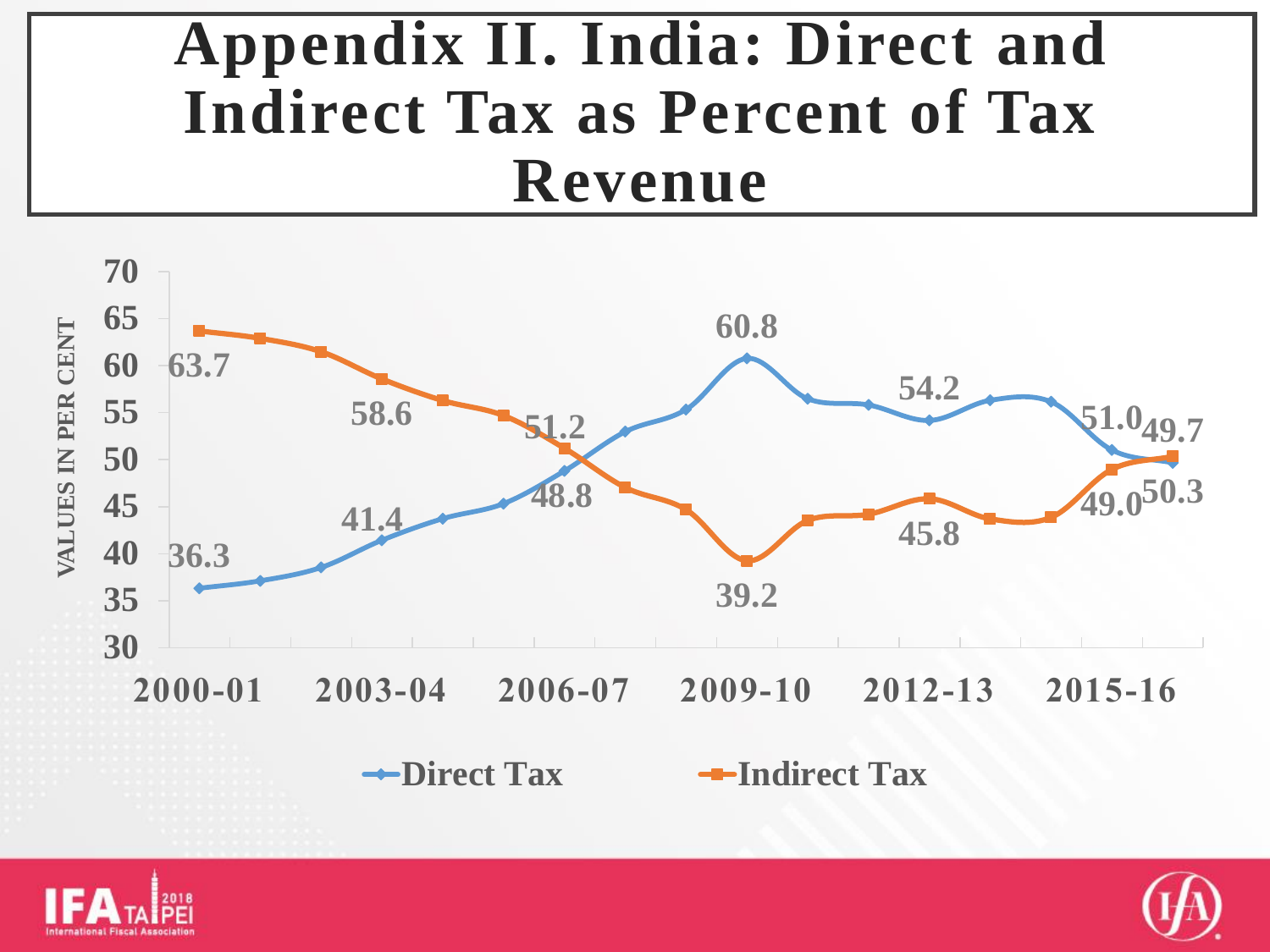# Appendix II. India: Direct and Indirect Tax as Percent of Tax Revenue

VALUES IN PER CENT

70
65
60
55
50
45
40
35
30

63.7
58.6
51.2
48.8
41.4
36.3
60.8
39.2
54.2
45.8
51.0
49.7
49.0
50.3

2000-01
2003-04
2006-07
2009-10
2012-13
2015-16

Direct Tax
Indirect Tax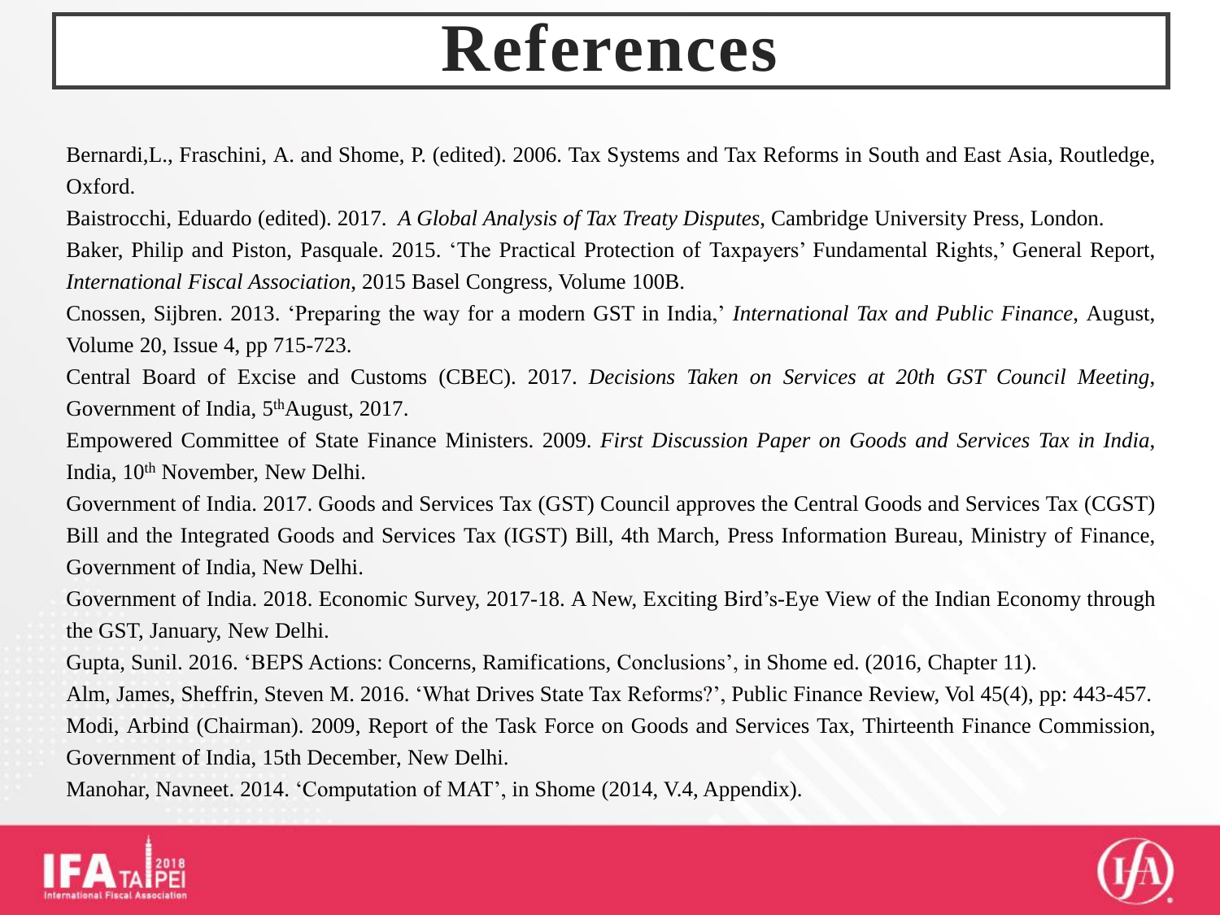# References

Bernardi,L., Fraschini, A. and Shome, P. (edited). 2006. Tax Systems and Tax Reforms in South and East Asia, Routledge, Oxford.

Baistrocchi, Eduardo (edited). 2017. *A Global Analysis of Tax Treaty Disputes*, Cambridge University Press, London.

Baker, Philip and Piston, Pasquale. 2015. 'The Practical Protection of Taxpayers' Fundamental Rights,' General Report, *International Fiscal Association*, 2015 Basel Congress, Volume 100B.

Cnossen, Sijbren. 2013. 'Preparing the way for a modern GST in India,' *International Tax and Public Finance*, August, Volume 20, Issue 4, pp 715-723.

Central Board of Excise and Customs (CBEC). 2017. *Decisions Taken on Services at 20th GST Council Meeting*, Government of India, 5thAugust, 2017.

Empowered Committee of State Finance Ministers. 2009. *First Discussion Paper on Goods and Services Tax in India*, India, 10th November, New Delhi.

Government of India. 2017. Goods and Services Tax (GST) Council approves the Central Goods and Services Tax (CGST) Bill and the Integrated Goods and Services Tax (IGST) Bill, 4th March, Press Information Bureau, Ministry of Finance, Government of India, New Delhi.

Government of India. 2018. Economic Survey, 2017-18. A New, Exciting Bird's-Eye View of the Indian Economy through the GST, January, New Delhi.

Gupta, Sunil. 2016. 'BEPS Actions: Concerns, Ramifications, Conclusions', in Shome ed. (2016, Chapter 11).

Alm, James, Sheffrin, Steven M. 2016. 'What Drives State Tax Reforms?', Public Finance Review, Vol 45(4), pp: 443-457.

Modi, Arbind (Chairman). 2009, Report of the Task Force on Goods and Services Tax, Thirteenth Finance Commission, Government of India, 15th December, New Delhi.

Manohar, Navneet. 2014. 'Computation of MAT', in Shome (2014, V.4, Appendix).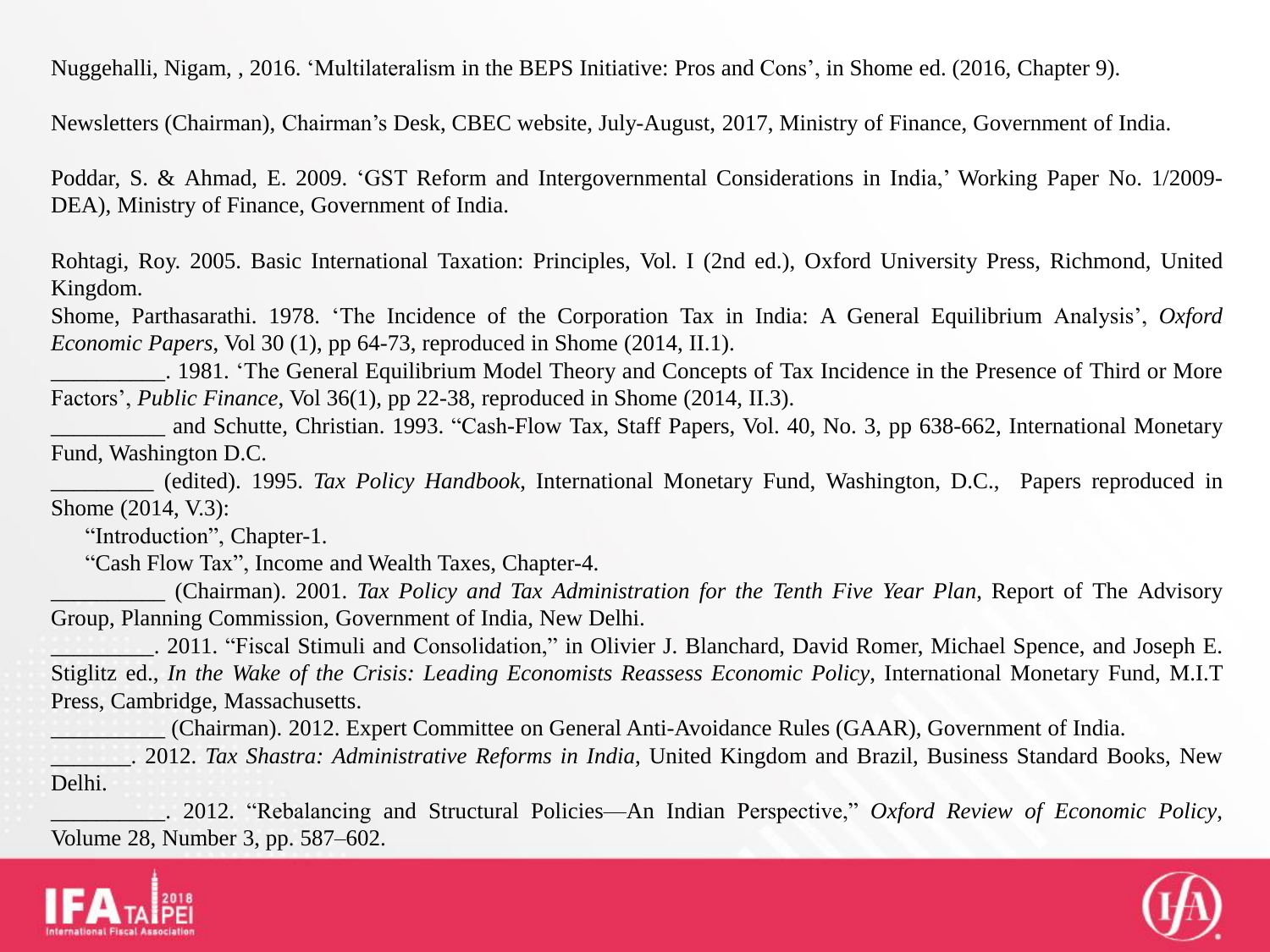Nuggehalli, Nigam, , 2016. 'Multilateralism in the BEPS Initiative: Pros and Cons', in Shome ed. (2016, Chapter 9).

Newsletters (Chairman), Chairman's Desk, CBEC website, July-August, 2017, Ministry of Finance, Government of India.

Poddar, S. & Ahmad, E. 2009. 'GST Reform and Intergovernmental Considerations in India,' Working Paper No. 1/2009-DEA), Ministry of Finance, Government of India.

Rohtagi, Roy. 2005. Basic International Taxation: Principles, Vol. I (2nd ed.), Oxford University Press, Richmond, United Kingdom.

Shome, Parthasarathi. 1978. 'The Incidence of the Corporation Tax in India: A General Equilibrium Analysis', *Oxford Economic Papers*, Vol 30 (1), pp 64-73, reproduced in Shome (2014, II.1).

__________. 1981. 'The General Equilibrium Model Theory and Concepts of Tax Incidence in the Presence of Third or More Factors', *Public Finance*, Vol 36(1), pp 22-38, reproduced in Shome (2014, II.3).

__________ and Schutte, Christian. 1993. "Cash-Flow Tax, Staff Papers, Vol. 40, No. 3, pp 638-662, International Monetary Fund, Washington D.C.

_________ (edited). 1995. *Tax Policy Handbook*, International Monetary Fund, Washington, D.C., Papers reproduced in Shome (2014, V.3):

- "Introduction", Chapter-1.
- "Cash Flow Tax", Income and Wealth Taxes, Chapter-4.

__________ (Chairman). 2001. *Tax Policy and Tax Administration for the Tenth Five Year Plan*, Report of The Advisory Group, Planning Commission, Government of India, New Delhi.

_________. 2011. "Fiscal Stimuli and Consolidation," in Olivier J. Blanchard, David Romer, Michael Spence, and Joseph E. Stiglitz ed., *In the Wake of the Crisis: Leading Economists Reassess Economic Policy*, International Monetary Fund, M.I.T Press, Cambridge, Massachusetts.

__________ (Chairman). 2012. Expert Committee on General Anti-Avoidance Rules (GAAR), Government of India.

_______. 2012. *Tax Shastra: Administrative Reforms in India*, United Kingdom and Brazil, Business Standard Books, New Delhi.

__________. 2012. "Rebalancing and Structural Policies—An Indian Perspective," *Oxford Review of Economic Policy*, Volume 28, Number 3, pp. 587–602.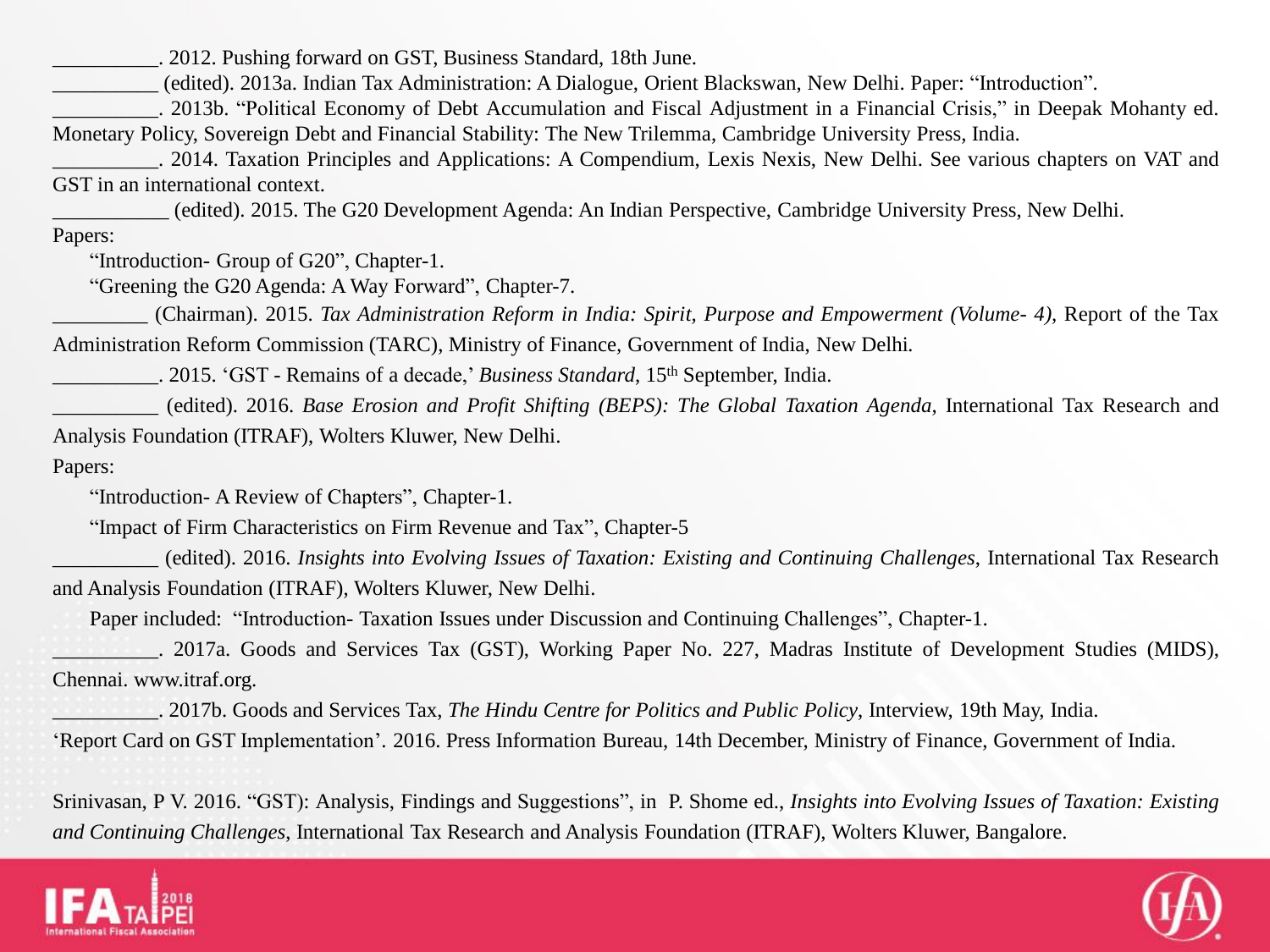__________. 2012. Pushing forward on GST, Business Standard, 18th June.

__________ (edited). 2013a. Indian Tax Administration: A Dialogue, Orient Blackswan, New Delhi. Paper: "Introduction".

__________. 2013b. "Political Economy of Debt Accumulation and Fiscal Adjustment in a Financial Crisis," in Deepak Mohanty ed. Monetary Policy, Sovereign Debt and Financial Stability: The New Trilemma, Cambridge University Press, India.

__________. 2014. Taxation Principles and Applications: A Compendium, Lexis Nexis, New Delhi. See various chapters on VAT and GST in an international context.

___________ (edited). 2015. The G20 Development Agenda: An Indian Perspective, Cambridge University Press, New Delhi.

Papers:

"Introduction- Group of G20", Chapter-1.

"Greening the G20 Agenda: A Way Forward", Chapter-7.

_________ (Chairman). 2015. *Tax Administration Reform in India: Spirit, Purpose and Empowerment (Volume- 4),* Report of the Tax Administration Reform Commission (TARC), Ministry of Finance, Government of India, New Delhi.

__________. 2015. 'GST - Remains of a decade,' *Business Standard*, 15th September, India.

__________ (edited). 2016. *Base Erosion and Profit Shifting (BEPS): The Global Taxation Agenda*, International Tax Research and Analysis Foundation (ITRAF), Wolters Kluwer, New Delhi.

Papers:

"Introduction- A Review of Chapters", Chapter-1.

"Impact of Firm Characteristics on Firm Revenue and Tax", Chapter-5

__________ (edited). 2016. *Insights into Evolving Issues of Taxation: Existing and Continuing Challenges*, International Tax Research and Analysis Foundation (ITRAF), Wolters Kluwer, New Delhi.

Paper included: "Introduction- Taxation Issues under Discussion and Continuing Challenges", Chapter-1.

__________. 2017a. Goods and Services Tax (GST), Working Paper No. 227, Madras Institute of Development Studies (MIDS), Chennai. www.itraf.org.

__________. 2017b. Goods and Services Tax, *The Hindu Centre for Politics and Public Policy*, Interview, 19th May, India.

'Report Card on GST Implementation'. 2016. Press Information Bureau, 14th December, Ministry of Finance, Government of India.

Srinivasan, P V. 2016. "GST): Analysis, Findings and Suggestions", in P. Shome ed., *Insights into Evolving Issues of Taxation: Existing and Continuing Challenges*, International Tax Research and Analysis Foundation (ITRAF), Wolters Kluwer, Bangalore.